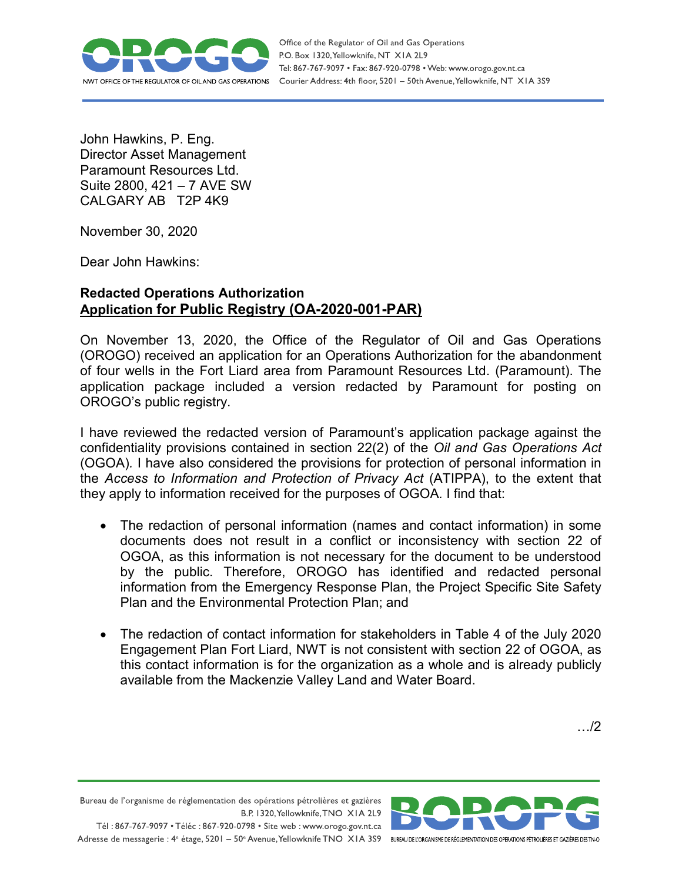Office of the Regulator of Oil and Gas Operations
P.O. Box 1320, Yellowknife, NT X1A 2L9
Tel: 867-767-9097 • Fax: 867-920-0798 • Web: www.orogo.gov.nt.ca
Courier Address: 4th floor, 5201 – 50th Avenue, Yellowknife, NT X1A 3S9

John Hawkins, P. Eng.
Director Asset Management
Paramount Resources Ltd.
Suite 2800, 421 – 7 AVE SW
CALGARY AB T2P 4K9

November 30, 2020

Dear John Hawkins:

**Redacted Operations Authorization**
**<u>Application for Public Registry (OA-2020-001-PAR)</u>**

On November 13, 2020, the Office of the Regulator of Oil and Gas Operations (OROGO) received an application for an Operations Authorization for the abandonment of four wells in the Fort Liard area from Paramount Resources Ltd. (Paramount). The application package included a version redacted by Paramount for posting on OROGO's public registry.

I have reviewed the redacted version of Paramount's application package against the confidentiality provisions contained in section 22(2) of the *Oil and Gas Operations Act* (OGOA). I have also considered the provisions for protection of personal information in the *Access to Information and Protection of Privacy Act* (ATIPPA), to the extent that they apply to information received for the purposes of OGOA. I find that:

- The redaction of personal information (names and contact information) in some documents does not result in a conflict or inconsistency with section 22 of OGOA, as this information is not necessary for the document to be understood by the public. Therefore, OROGO has identified and redacted personal information from the Emergency Response Plan, the Project Specific Site Safety Plan and the Environmental Protection Plan; and

- The redaction of contact information for stakeholders in Table 4 of the July 2020 Engagement Plan Fort Liard, NWT is not consistent with section 22 of OGOA, as this contact information is for the organization as a whole and is already publicly available from the Mackenzie Valley Land and Water Board.

…/2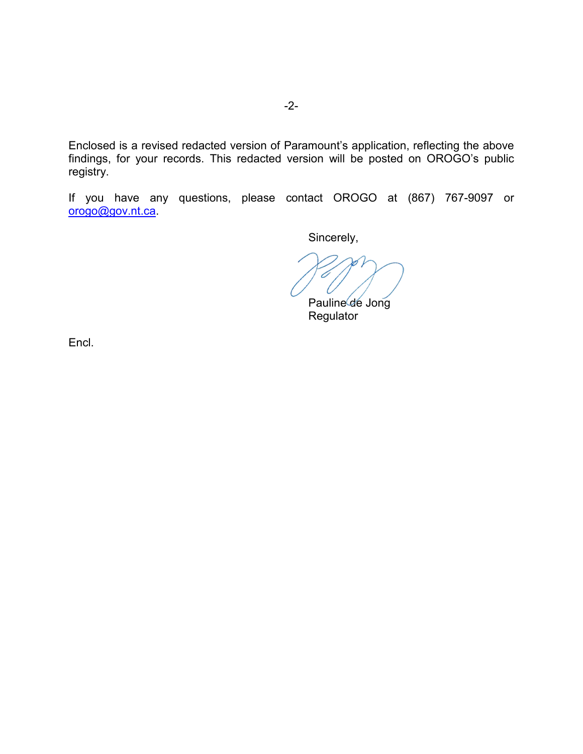Enclosed is a revised redacted version of Paramount's application, reflecting the above findings, for your records. This redacted version will be posted on OROGO's public registry.

If you have any questions, please contact OROGO at (867) 767-9097 or orogo@gov.nt.ca.

Sincerely,

Pauline de Jong
Regulator

Encl.